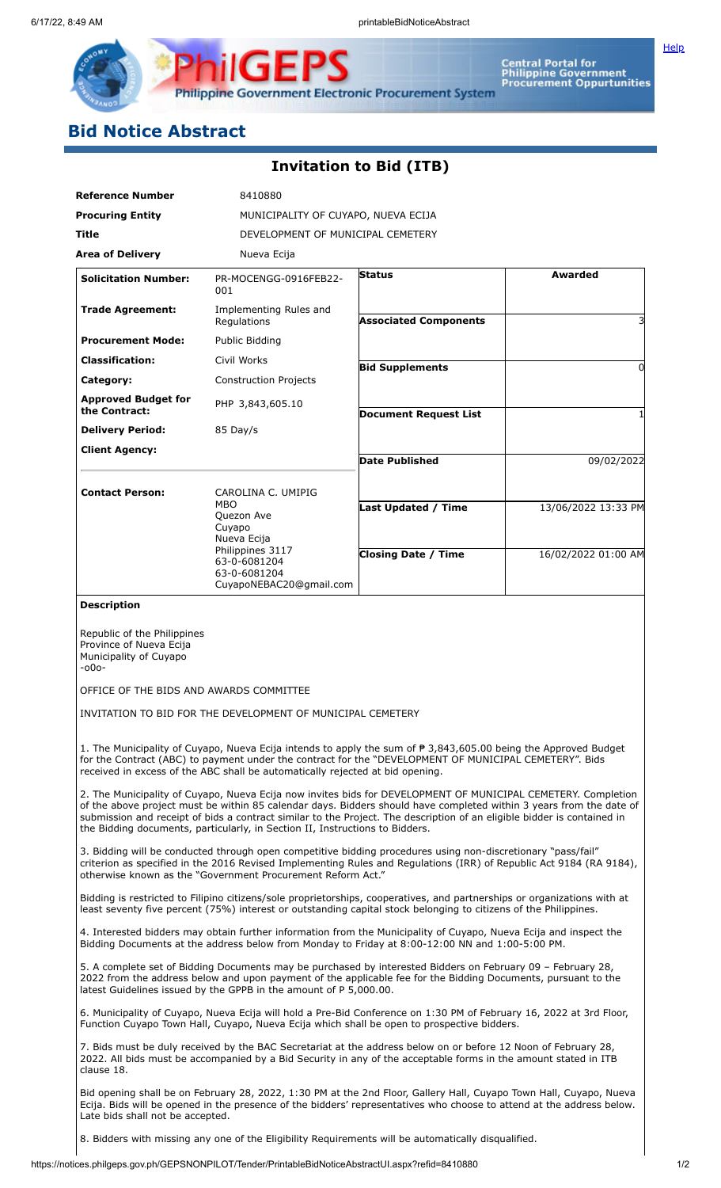# Bid Notice Abstract

## Invitation to Bid (ITB)

| | |
|---|---|
| **Reference Number** | 8410880 |
| **Procuring Entity** | MUNICIPALITY OF CUYAPO, NUEVA ECIJA |
| **Title** | DEVELOPMENT OF MUNICIPAL CEMETERY |
| **Area of Delivery** | Nueva Ecija |

| | | | |
|---|---|---|---|
| **Solicitation Number:** | PR-MOCENGG-0916FEB22-001 | **Status** | **Awarded** |
| **Trade Agreement:** | Implementing Rules and Regulations | **Associated Components** | 3 |
| **Procurement Mode:** | Public Bidding | | |
| **Classification:** | Civil Works | **Bid Supplements** | 0 |
| **Category:** | Construction Projects | | |
| **Approved Budget for the Contract:** | PHP 3,843,605.10 | **Document Request List** | 1 |
| **Delivery Period:** | 85 Day/s | | |
| **Client Agency:** | | **Date Published** | 09/02/2022 |
| **Contact Person:** | CAROLINA C. UMIPIG<br>MBO<br>Quezon Ave<br>Cuyapo<br>Nueva Ecija<br>Philippines 3117<br>63-0-6081204<br>63-0-6081204<br>CuyapoNEBAC20@gmail.com | **Last Updated / Time** | 13/06/2022 13:33 PM |
| | | **Closing Date / Time** | 16/02/2022 01:00 AM |

**Description**

Republic of the Philippines
Province of Nueva Ecija
Municipality of Cuyapo
-o0o-

OFFICE OF THE BIDS AND AWARDS COMMITTEE

INVITATION TO BID FOR THE DEVELOPMENT OF MUNICIPAL CEMETERY

1. The Municipality of Cuyapo, Nueva Ecija intends to apply the sum of ₱ 3,843,605.00 being the Approved Budget for the Contract (ABC) to payment under the contract for the "DEVELOPMENT OF MUNICIPAL CEMETERY". Bids received in excess of the ABC shall be automatically rejected at bid opening.

2. The Municipality of Cuyapo, Nueva Ecija now invites bids for DEVELOPMENT OF MUNICIPAL CEMETERY. Completion of the above project must be within 85 calendar days. Bidders should have completed within 3 years from the date of submission and receipt of bids a contract similar to the Project. The description of an eligible bidder is contained in the Bidding documents, particularly, in Section II, Instructions to Bidders.

3. Bidding will be conducted through open competitive bidding procedures using non-discretionary "pass/fail" criterion as specified in the 2016 Revised Implementing Rules and Regulations (IRR) of Republic Act 9184 (RA 9184), otherwise known as the "Government Procurement Reform Act."

Bidding is restricted to Filipino citizens/sole proprietorships, cooperatives, and partnerships or organizations with at least seventy five percent (75%) interest or outstanding capital stock belonging to citizens of the Philippines.

4. Interested bidders may obtain further information from the Municipality of Cuyapo, Nueva Ecija and inspect the Bidding Documents at the address below from Monday to Friday at 8:00-12:00 NN and 1:00-5:00 PM.

5. A complete set of Bidding Documents may be purchased by interested Bidders on February 09 – February 28, 2022 from the address below and upon payment of the applicable fee for the Bidding Documents, pursuant to the latest Guidelines issued by the GPPB in the amount of P 5,000.00.

6. Municipality of Cuyapo, Nueva Ecija will hold a Pre-Bid Conference on 1:30 PM of February 16, 2022 at 3rd Floor, Function Cuyapo Town Hall, Cuyapo, Nueva Ecija which shall be open to prospective bidders.

7. Bids must be duly received by the BAC Secretariat at the address below on or before 12 Noon of February 28, 2022. All bids must be accompanied by a Bid Security in any of the acceptable forms in the amount stated in ITB clause 18.

Bid opening shall be on February 28, 2022, 1:30 PM at the 2nd Floor, Gallery Hall, Cuyapo Town Hall, Cuyapo, Nueva Ecija. Bids will be opened in the presence of the bidders' representatives who choose to attend at the address below. Late bids shall not be accepted.

8. Bidders with missing any one of the Eligibility Requirements will be automatically disqualified.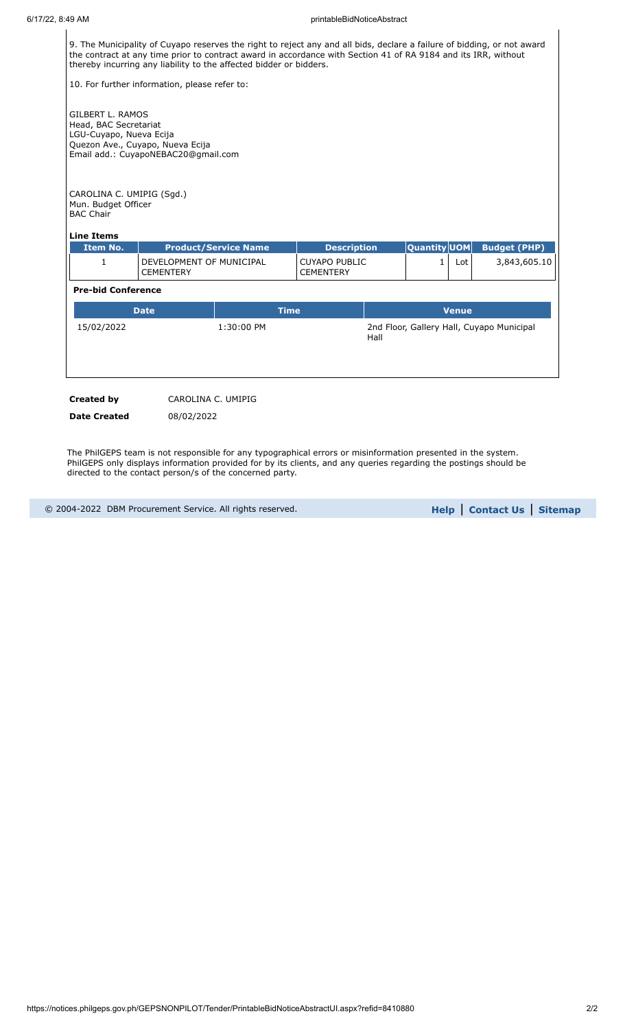9. The Municipality of Cuyapo reserves the right to reject any and all bids, declare a failure of bidding, or not award the contract at any time prior to contract award in accordance with Section 41 of RA 9184 and its IRR, without thereby incurring any liability to the affected bidder or bidders.

10. For further information, please refer to:

GILBERT L. RAMOS
Head, BAC Secretariat
LGU-Cuyapo, Nueva Ecija
Quezon Ave., Cuyapo, Nueva Ecija
Email add.: CuyapoNEBAC20@gmail.com

CAROLINA C. UMIPIG (Sgd.)
Mun. Budget Officer
BAC Chair

**Line Items**

| Item No. | Product/Service Name | Description | Quantity | UOM | Budget (PHP) |
|---|---|---|---|---|---|
| 1 | DEVELOPMENT OF MUNICIPAL CEMENTERY | CUYAPO PUBLIC CEMENTERY | 1 | Lot | 3,843,605.10 |

**Pre-bid Conference**

| Date | Time | Venue |
|---|---|---|
| 15/02/2022 | 1:30:00 PM | 2nd Floor, Gallery Hall, Cuyapo Municipal Hall |

**Created by** CAROLINA C. UMIPIG

**Date Created** 08/02/2022

The PhilGEPS team is not responsible for any typographical errors or misinformation presented in the system. PhilGEPS only displays information provided for by its clients, and any queries regarding the postings should be directed to the contact person/s of the concerned party.

© 2004-2022 DBM Procurement Service. All rights reserved. **Help** | **Contact Us** | **Sitemap**